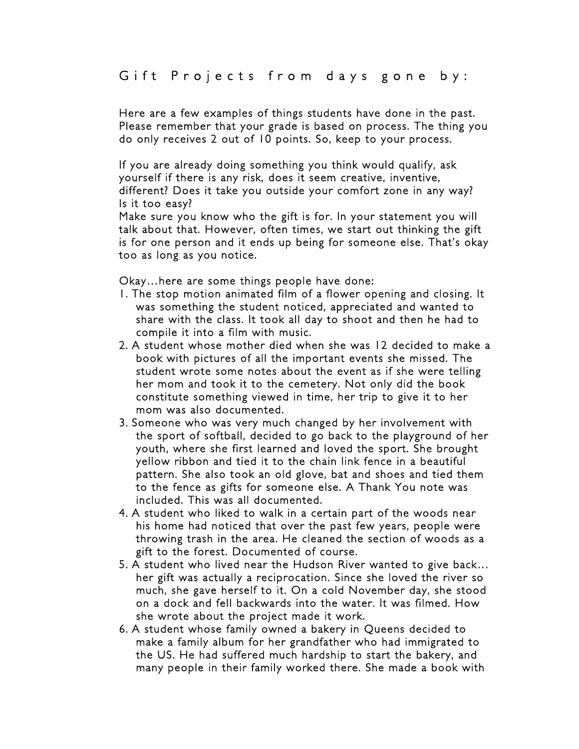# Gift Projects from days gone by:

Here are a few examples of things students have done in the past. Please remember that your grade is based on process. The thing you do only receives 2 out of 10 points. So, keep to your process.

If you are already doing something you think would qualify, ask yourself if there is any risk, does it seem creative, inventive, different? Does it take you outside your comfort zone in any way? Is it too easy?
Make sure you know who the gift is for. In your statement you will talk about that. However, often times, we start out thinking the gift is for one person and it ends up being for someone else. That's okay too as long as you notice.

Okay…here are some things people have done:

1. The stop motion animated film of a flower opening and closing. It was something the student noticed, appreciated and wanted to share with the class. It took all day to shoot and then he had to compile it into a film with music.
2. A student whose mother died when she was 12 decided to make a book with pictures of all the important events she missed. The student wrote some notes about the event as if she were telling her mom and took it to the cemetery. Not only did the book constitute something viewed in time, her trip to give it to her mom was also documented.
3. Someone who was very much changed by her involvement with the sport of softball, decided to go back to the playground of her youth, where she first learned and loved the sport. She brought yellow ribbon and tied it to the chain link fence in a beautiful pattern. She also took an old glove, bat and shoes and tied them to the fence as gifts for someone else. A Thank You note was included. This was all documented.
4. A student who liked to walk in a certain part of the woods near his home had noticed that over the past few years, people were throwing trash in the area. He cleaned the section of woods as a gift to the forest. Documented of course.
5. A student who lived near the Hudson River wanted to give back… her gift was actually a reciprocation. Since she loved the river so much, she gave herself to it. On a cold November day, she stood on a dock and fell backwards into the water. It was filmed. How she wrote about the project made it work.
6. A student whose family owned a bakery in Queens decided to make a family album for her grandfather who had immigrated to the US. He had suffered much hardship to start the bakery, and many people in their family worked there. She made a book with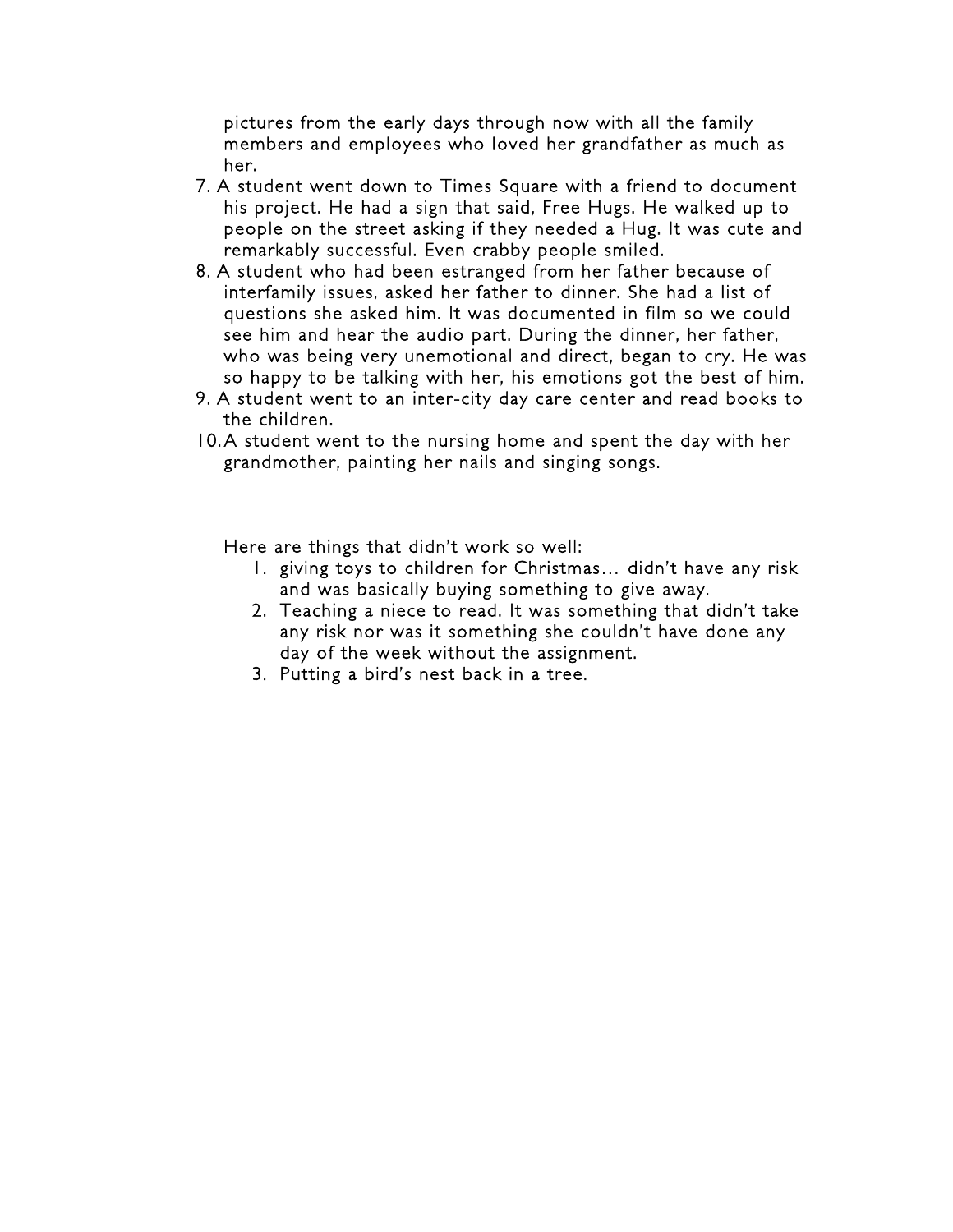pictures from the early days through now with all the family members and employees who loved her grandfather as much as her.

7. A student went down to Times Square with a friend to document his project. He had a sign that said, Free Hugs. He walked up to people on the street asking if they needed a Hug. It was cute and remarkably successful. Even crabby people smiled.
8. A student who had been estranged from her father because of interfamily issues, asked her father to dinner. She had a list of questions she asked him. It was documented in film so we could see him and hear the audio part. During the dinner, her father, who was being very unemotional and direct, began to cry. He was so happy to be talking with her, his emotions got the best of him.
9. A student went to an inter-city day care center and read books to the children.
10. A student went to the nursing home and spent the day with her grandmother, painting her nails and singing songs.

Here are things that didn't work so well:

1. giving toys to children for Christmas… didn't have any risk and was basically buying something to give away.
2. Teaching a niece to read. It was something that didn't take any risk nor was it something she couldn't have done any day of the week without the assignment.
3. Putting a bird's nest back in a tree.